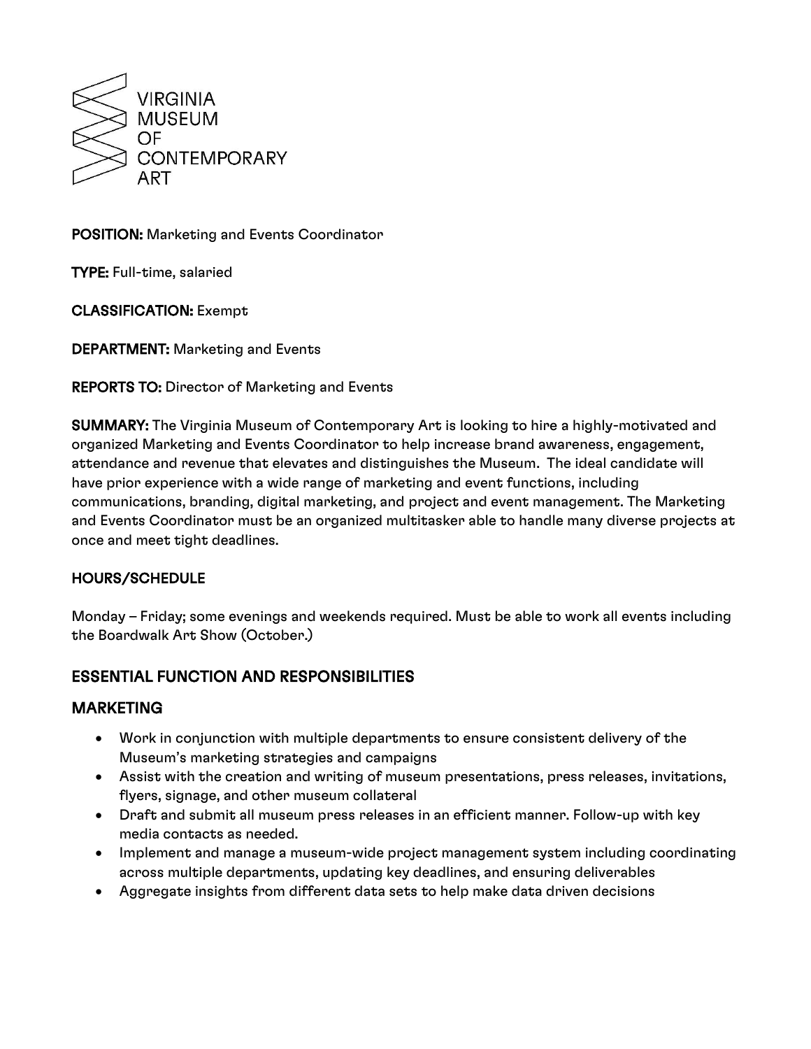VIRGINIA MUSEUM OF CONTEMPORARY ART

**POSITION:** Marketing and Events Coordinator

**TYPE:** Full-time, salaried

**CLASSIFICATION:** Exempt

**DEPARTMENT:** Marketing and Events

**REPORTS TO:** Director of Marketing and Events

**SUMMARY:** The Virginia Museum of Contemporary Art is looking to hire a highly-motivated and organized Marketing and Events Coordinator to help increase brand awareness, engagement, attendance and revenue that elevates and distinguishes the Museum. The ideal candidate will have prior experience with a wide range of marketing and event functions, including communications, branding, digital marketing, and project and event management. The Marketing and Events Coordinator must be an organized multitasker able to handle many diverse projects at once and meet tight deadlines.

### HOURS/SCHEDULE

Monday – Friday; some evenings and weekends required. Must be able to work all events including the Boardwalk Art Show (October.)

## ESSENTIAL FUNCTION AND RESPONSIBILITIES

## MARKETING

- Work in conjunction with multiple departments to ensure consistent delivery of the Museum's marketing strategies and campaigns
- Assist with the creation and writing of museum presentations, press releases, invitations, flyers, signage, and other museum collateral
- Draft and submit all museum press releases in an efficient manner. Follow-up with key media contacts as needed.
- Implement and manage a museum-wide project management system including coordinating across multiple departments, updating key deadlines, and ensuring deliverables
- Aggregate insights from different data sets to help make data driven decisions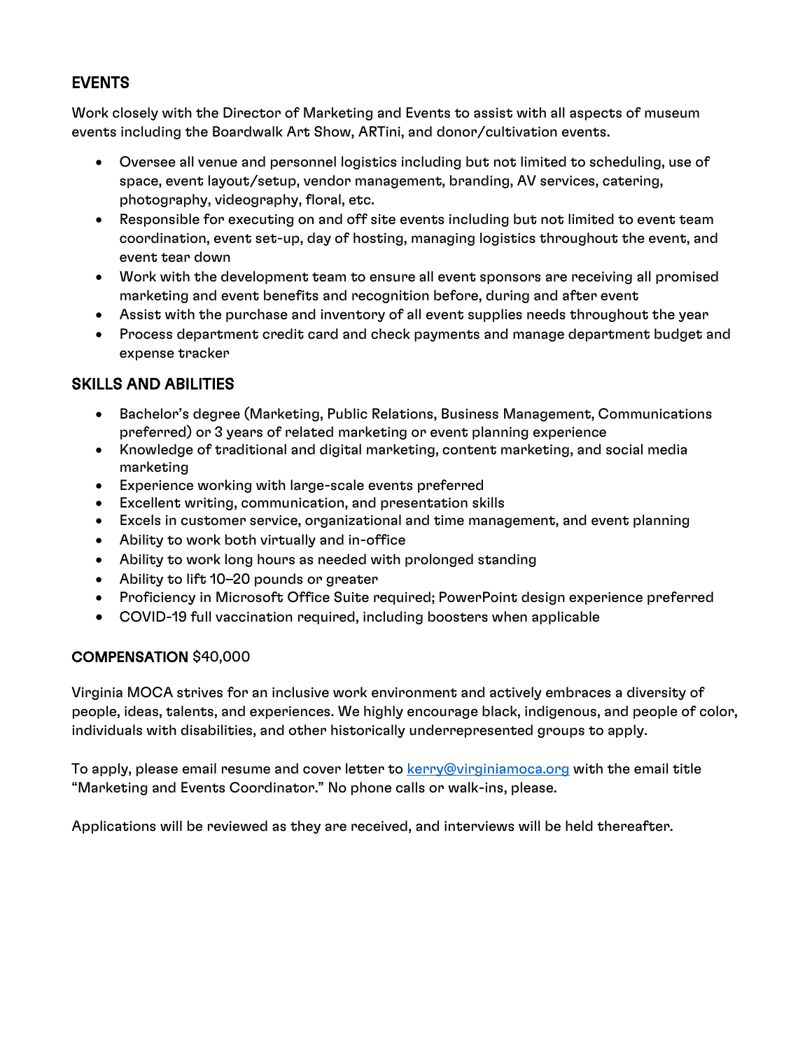## EVENTS

Work closely with the Director of Marketing and Events to assist with all aspects of museum events including the Boardwalk Art Show, ARTini, and donor/cultivation events.

- Oversee all venue and personnel logistics including but not limited to scheduling, use of space, event layout/setup, vendor management, branding, AV services, catering, photography, videography, floral, etc.
- Responsible for executing on and off site events including but not limited to event team coordination, event set-up, day of hosting, managing logistics throughout the event, and event tear down
- Work with the development team to ensure all event sponsors are receiving all promised marketing and event benefits and recognition before, during and after event
- Assist with the purchase and inventory of all event supplies needs throughout the year
- Process department credit card and check payments and manage department budget and expense tracker

## SKILLS AND ABILITIES

- Bachelor's degree (Marketing, Public Relations, Business Management, Communications preferred) or 3 years of related marketing or event planning experience
- Knowledge of traditional and digital marketing, content marketing, and social media marketing
- Experience working with large-scale events preferred
- Excellent writing, communication, and presentation skills
- Excels in customer service, organizational and time management, and event planning
- Ability to work both virtually and in-office
- Ability to work long hours as needed with prolonged standing
- Ability to lift 10–20 pounds or greater
- Proficiency in Microsoft Office Suite required; PowerPoint design experience preferred
- COVID-19 full vaccination required, including boosters when applicable

**COMPENSATION** $40,000

Virginia MOCA strives for an inclusive work environment and actively embraces a diversity of people, ideas, talents, and experiences. We highly encourage black, indigenous, and people of color, individuals with disabilities, and other historically underrepresented groups to apply.

To apply, please email resume and cover letter to [kerry@virginiamoca.org](mailto:kerry@virginiamoca.org) with the email title "Marketing and Events Coordinator." No phone calls or walk-ins, please.

Applications will be reviewed as they are received, and interviews will be held thereafter.